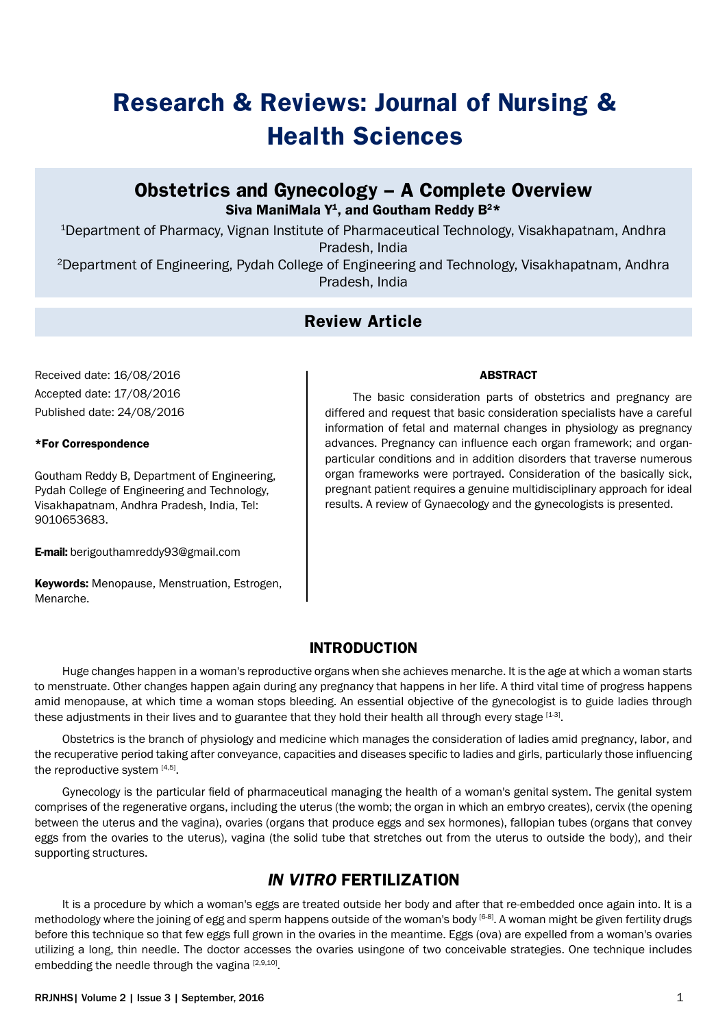# Research & Reviews: Journal of Nursing & Health Sciences

## Obstetrics and Gynecology – A Complete Overview

**Siva ManiMala Y[1], and Goutham Reddy B[2]***

[1]Department of Pharmacy, Vignan Institute of Pharmaceutical Technology, Visakhapatnam, Andhra Pradesh, India

[2]Department of Engineering, Pydah College of Engineering and Technology, Visakhapatnam, Andhra Pradesh, India

**Review Article**

Received date: 16/08/2016

Accepted date: 17/08/2016

Published date: 24/08/2016

**\*For Correspondence**

Goutham Reddy B, Department of Engineering, Pydah College of Engineering and Technology, Visakhapatnam, Andhra Pradesh, India, Tel: 9010653683.

**E-mail:** berigouthamreddy93@gmail.com

**Keywords:** Menopause, Menstruation, Estrogen, Menarche.

### ABSTRACT

The basic consideration parts of obstetrics and pregnancy are differed and request that basic consideration specialists have a careful information of fetal and maternal changes in physiology as pregnancy advances. Pregnancy can influence each organ framework; and organ-particular conditions and in addition disorders that traverse numerous organ frameworks were portrayed. Consideration of the basically sick, pregnant patient requires a genuine multidisciplinary approach for ideal results. A review of Gynaecology and the gynecologists is presented.

## INTRODUCTION

Huge changes happen in a woman's reproductive organs when she achieves menarche. It is the age at which a woman starts to menstruate. Other changes happen again during any pregnancy that happens in her life. A third vital time of progress happens amid menopause, at which time a woman stops bleeding. An essential objective of the gynecologist is to guide ladies through these adjustments in their lives and to guarantee that they hold their health all through every stage [1-3].

Obstetrics is the branch of physiology and medicine which manages the consideration of ladies amid pregnancy, labor, and the recuperative period taking after conveyance, capacities and diseases specific to ladies and girls, particularly those influencing the reproductive system [4,5].

Gynecology is the particular field of pharmaceutical managing the health of a woman's genital system. The genital system comprises of the regenerative organs, including the uterus (the womb; the organ in which an embryo creates), cervix (the opening between the uterus and the vagina), ovaries (organs that produce eggs and sex hormones), fallopian tubes (organs that convey eggs from the ovaries to the uterus), vagina (the solid tube that stretches out from the uterus to outside the body), and their supporting structures.

## *IN VITRO* FERTILIZATION

It is a procedure by which a woman's eggs are treated outside her body and after that re-embedded once again into. It is a methodology where the joining of egg and sperm happens outside of the woman's body [6-8]. A woman might be given fertility drugs before this technique so that few eggs full grown in the ovaries in the meantime. Eggs (ova) are expelled from a woman's ovaries utilizing a long, thin needle. The doctor accesses the ovaries usingone of two conceivable strategies. One technique includes embedding the needle through the vagina [2,9,10].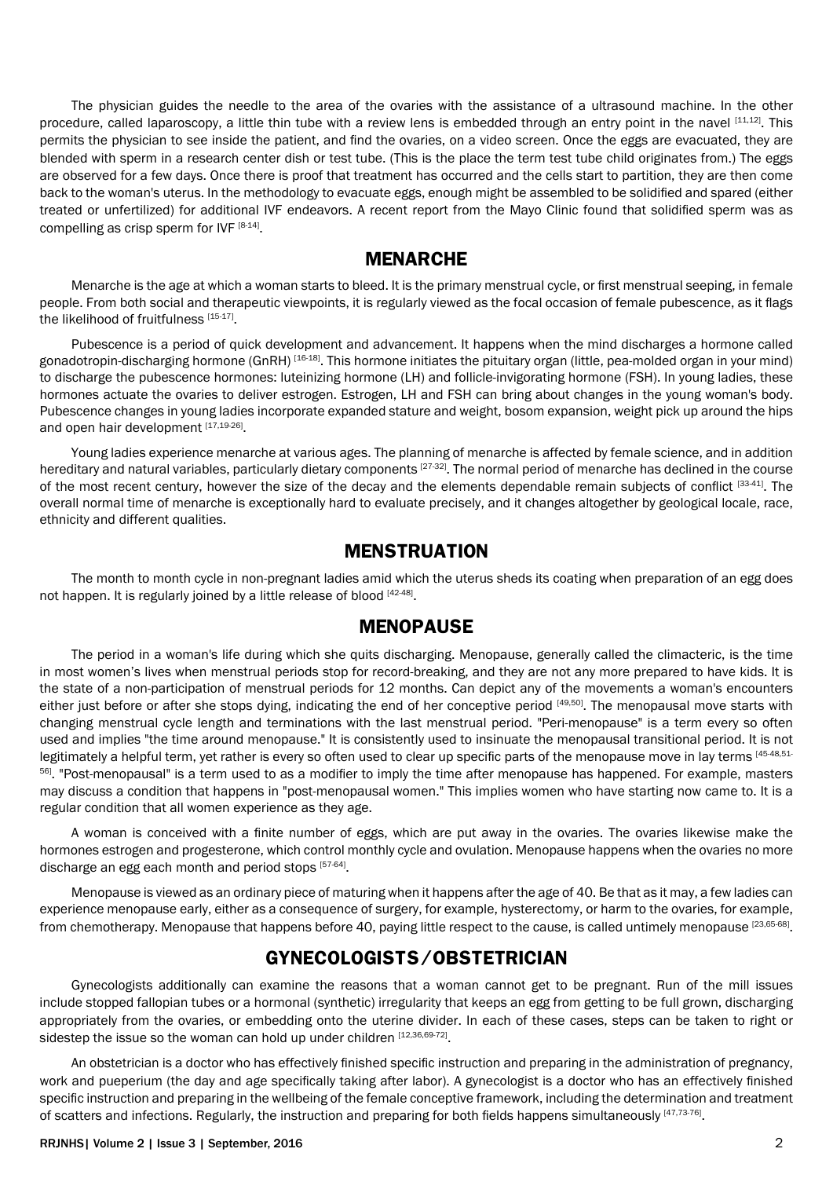The physician guides the needle to the area of the ovaries with the assistance of a ultrasound machine. In the other procedure, called laparoscopy, a little thin tube with a review lens is embedded through an entry point in the navel [11,12]. This permits the physician to see inside the patient, and find the ovaries, on a video screen. Once the eggs are evacuated, they are blended with sperm in a research center dish or test tube. (This is the place the term test tube child originates from.) The eggs are observed for a few days. Once there is proof that treatment has occurred and the cells start to partition, they are then come back to the woman's uterus. In the methodology to evacuate eggs, enough might be assembled to be solidified and spared (either treated or unfertilized) for additional IVF endeavors. A recent report from the Mayo Clinic found that solidified sperm was as compelling as crisp sperm for IVF [8-14].

## MENARCHE

Menarche is the age at which a woman starts to bleed. It is the primary menstrual cycle, or first menstrual seeping, in female people. From both social and therapeutic viewpoints, it is regularly viewed as the focal occasion of female pubescence, as it flags the likelihood of fruitfulness [15-17].

Pubescence is a period of quick development and advancement. It happens when the mind discharges a hormone called gonadotropin-discharging hormone (GnRH) [16-18]. This hormone initiates the pituitary organ (little, pea-molded organ in your mind) to discharge the pubescence hormones: luteinizing hormone (LH) and follicle-invigorating hormone (FSH). In young ladies, these hormones actuate the ovaries to deliver estrogen. Estrogen, LH and FSH can bring about changes in the young woman's body. Pubescence changes in young ladies incorporate expanded stature and weight, bosom expansion, weight pick up around the hips and open hair development [17,19-26].

Young ladies experience menarche at various ages. The planning of menarche is affected by female science, and in addition hereditary and natural variables, particularly dietary components [27-32]. The normal period of menarche has declined in the course of the most recent century, however the size of the decay and the elements dependable remain subjects of conflict [33-41]. The overall normal time of menarche is exceptionally hard to evaluate precisely, and it changes altogether by geological locale, race, ethnicity and different qualities.

## MENSTRUATION

The month to month cycle in non-pregnant ladies amid which the uterus sheds its coating when preparation of an egg does not happen. It is regularly joined by a little release of blood [42-48].

## MENOPAUSE

The period in a woman's life during which she quits discharging. Menopause, generally called the climacteric, is the time in most women's lives when menstrual periods stop for record-breaking, and they are not any more prepared to have kids. It is the state of a non-participation of menstrual periods for 12 months. Can depict any of the movements a woman's encounters either just before or after she stops dying, indicating the end of her conceptive period [49,50]. The menopausal move starts with changing menstrual cycle length and terminations with the last menstrual period. "Peri-menopause" is a term every so often used and implies "the time around menopause." It is consistently used to insinuate the menopausal transitional period. It is not legitimately a helpful term, yet rather is every so often used to clear up specific parts of the menopause move in lay terms [45-48,51-56]. "Post-menopausal" is a term used to as a modifier to imply the time after menopause has happened. For example, masters may discuss a condition that happens in "post-menopausal women." This implies women who have starting now came to. It is a regular condition that all women experience as they age.

A woman is conceived with a finite number of eggs, which are put away in the ovaries. The ovaries likewise make the hormones estrogen and progesterone, which control monthly cycle and ovulation. Menopause happens when the ovaries no more discharge an egg each month and period stops [57-64].

Menopause is viewed as an ordinary piece of maturing when it happens after the age of 40. Be that as it may, a few ladies can experience menopause early, either as a consequence of surgery, for example, hysterectomy, or harm to the ovaries, for example, from chemotherapy. Menopause that happens before 40, paying little respect to the cause, is called untimely menopause [23,65-68].

## GYNECOLOGISTS/OBSTETRICIAN

Gynecologists additionally can examine the reasons that a woman cannot get to be pregnant. Run of the mill issues include stopped fallopian tubes or a hormonal (synthetic) irregularity that keeps an egg from getting to be full grown, discharging appropriately from the ovaries, or embedding onto the uterine divider. In each of these cases, steps can be taken to right or sidestep the issue so the woman can hold up under children [12,36,69-72].

An obstetrician is a doctor who has effectively finished specific instruction and preparing in the administration of pregnancy, work and pueperium (the day and age specifically taking after labor). A gynecologist is a doctor who has an effectively finished specific instruction and preparing in the wellbeing of the female conceptive framework, including the determination and treatment of scatters and infections. Regularly, the instruction and preparing for both fields happens simultaneously [47,73-76].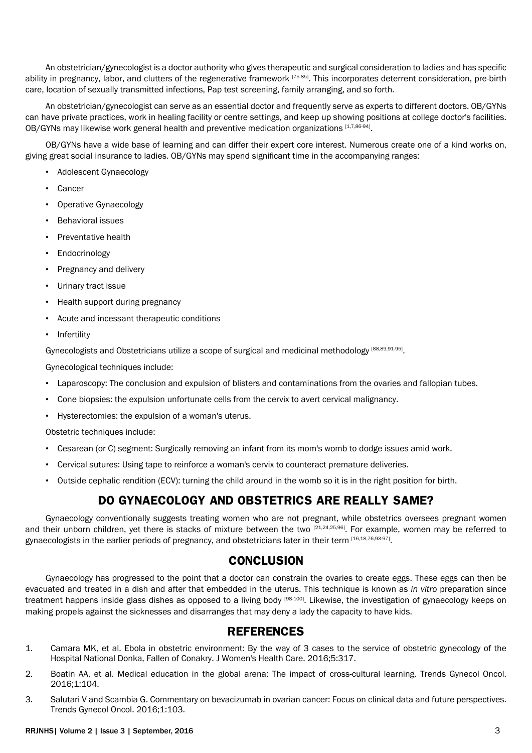An obstetrician/gynecologist is a doctor authority who gives therapeutic and surgical consideration to ladies and has specific ability in pregnancy, labor, and clutters of the regenerative framework [75-85]. This incorporates deterrent consideration, pre-birth care, location of sexually transmitted infections, Pap test screening, family arranging, and so forth.

An obstetrician/gynecologist can serve as an essential doctor and frequently serve as experts to different doctors. OB/GYNs can have private practices, work in healing facility or centre settings, and keep up showing positions at college doctor's facilities. OB/GYNs may likewise work general health and preventive medication organizations [1,7,86-94].

OB/GYNs have a wide base of learning and can differ their expert core interest. Numerous create one of a kind works on, giving great social insurance to ladies. OB/GYNs may spend significant time in the accompanying ranges:

- Adolescent Gynaecology
- Cancer
- Operative Gynaecology
- Behavioral issues
- Preventative health
- Endocrinology
- Pregnancy and delivery
- Urinary tract issue
- Health support during pregnancy
- Acute and incessant therapeutic conditions
- Infertility

Gynecologists and Obstetricians utilize a scope of surgical and medicinal methodology [88,89,91-95].

Gynecological techniques include:

- Laparoscopy: The conclusion and expulsion of blisters and contaminations from the ovaries and fallopian tubes.
- Cone biopsies: the expulsion unfortunate cells from the cervix to avert cervical malignancy.
- Hysterectomies: the expulsion of a woman's uterus.

Obstetric techniques include:

- Cesarean (or C) segment: Surgically removing an infant from its mom's womb to dodge issues amid work.
- Cervical sutures: Using tape to reinforce a woman's cervix to counteract premature deliveries.
- Outside cephalic rendition (ECV): turning the child around in the womb so it is in the right position for birth.

## DO GYNAECOLOGY AND OBSTETRICS ARE REALLY SAME?

Gynaecology conventionally suggests treating women who are not pregnant, while obstetrics oversees pregnant women and their unborn children, yet there is stacks of mixture between the two [21,24,25,96]. For example, women may be referred to gynaecologists in the earlier periods of pregnancy, and obstetricians later in their term [16,18,76,93-97].

## CONCLUSION

Gynaecology has progressed to the point that a doctor can constrain the ovaries to create eggs. These eggs can then be evacuated and treated in a dish and after that embedded in the uterus. This technique is known as *in vitro* preparation since treatment happens inside glass dishes as opposed to a living body [98-100]. Likewise, the investigation of gynaecology keeps on making propels against the sicknesses and disarranges that may deny a lady the capacity to have kids.

## REFERENCES

1. Camara MK, et al. Ebola in obstetric environment: By the way of 3 cases to the service of obstetric gynecology of the Hospital National Donka, Fallen of Conakry. J Women's Health Care. 2016;5:317.
2. Boatin AA, et al. Medical education in the global arena: The impact of cross-cultural learning. Trends Gynecol Oncol. 2016;1:104.
3. Salutari V and Scambia G. Commentary on bevacizumab in ovarian cancer: Focus on clinical data and future perspectives. Trends Gynecol Oncol. 2016;1:103.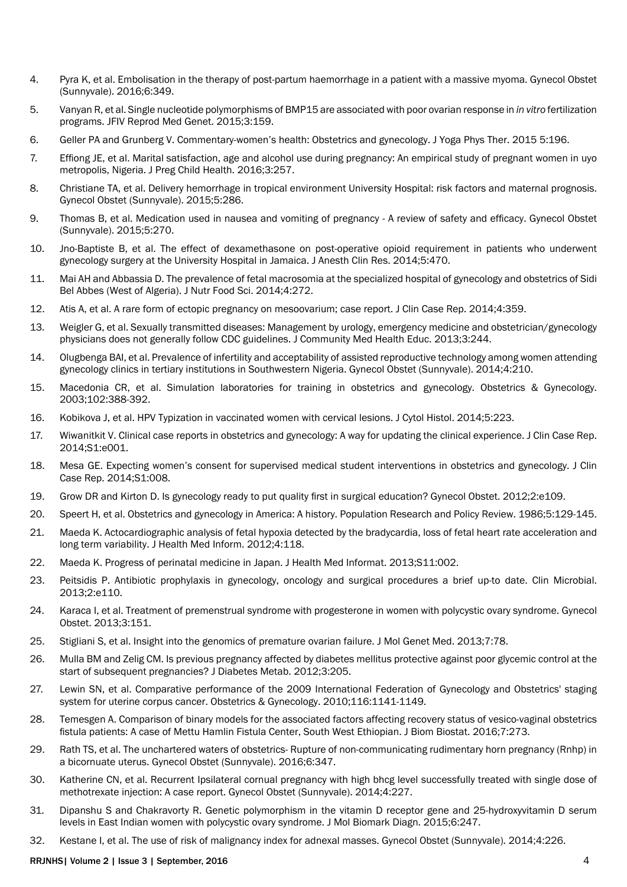4. Pyra K, et al. Embolisation in the therapy of post-partum haemorrhage in a patient with a massive myoma. Gynecol Obstet (Sunnyvale). 2016;6:349.
5. Vanyan R, et al. Single nucleotide polymorphisms of BMP15 are associated with poor ovarian response in *in vitro* fertilization programs. JFIV Reprod Med Genet. 2015;3:159.
6. Geller PA and Grunberg V. Commentary-women's health: Obstetrics and gynecology. J Yoga Phys Ther. 2015 5:196.
7. Effiong JE, et al. Marital satisfaction, age and alcohol use during pregnancy: An empirical study of pregnant women in uyo metropolis, Nigeria. J Preg Child Health. 2016;3:257.
8. Christiane TA, et al. Delivery hemorrhage in tropical environment University Hospital: risk factors and maternal prognosis. Gynecol Obstet (Sunnyvale). 2015;5:286.
9. Thomas B, et al. Medication used in nausea and vomiting of pregnancy - A review of safety and efficacy. Gynecol Obstet (Sunnyvale). 2015;5:270.
10. Jno-Baptiste B, et al. The effect of dexamethasone on post-operative opioid requirement in patients who underwent gynecology surgery at the University Hospital in Jamaica. J Anesth Clin Res. 2014;5:470.
11. Mai AH and Abbassia D. The prevalence of fetal macrosomia at the specialized hospital of gynecology and obstetrics of Sidi Bel Abbes (West of Algeria). J Nutr Food Sci. 2014;4:272.
12. Atis A, et al. A rare form of ectopic pregnancy on mesoovarium; case report. J Clin Case Rep. 2014;4:359.
13. Weigler G, et al. Sexually transmitted diseases: Management by urology, emergency medicine and obstetrician/gynecology physicians does not generally follow CDC guidelines. J Community Med Health Educ. 2013;3:244.
14. Olugbenga BAI, et al. Prevalence of infertility and acceptability of assisted reproductive technology among women attending gynecology clinics in tertiary institutions in Southwestern Nigeria. Gynecol Obstet (Sunnyvale). 2014;4:210.
15. Macedonia CR, et al. Simulation laboratories for training in obstetrics and gynecology. Obstetrics & Gynecology. 2003;102:388-392.
16. Kobikova J, et al. HPV Typization in vaccinated women with cervical lesions. J Cytol Histol. 2014;5:223.
17. Wiwanitkit V. Clinical case reports in obstetrics and gynecology: A way for updating the clinical experience. J Clin Case Rep. 2014;S1:e001.
18. Mesa GE. Expecting women's consent for supervised medical student interventions in obstetrics and gynecology. J Clin Case Rep. 2014;S1:008.
19. Grow DR and Kirton D. Is gynecology ready to put quality first in surgical education? Gynecol Obstet. 2012;2:e109.
20. Speert H, et al. Obstetrics and gynecology in America: A history. Population Research and Policy Review. 1986;5:129-145.
21. Maeda K. Actocardiographic analysis of fetal hypoxia detected by the bradycardia, loss of fetal heart rate acceleration and long term variability. J Health Med Inform. 2012;4:118.
22. Maeda K. Progress of perinatal medicine in Japan. J Health Med Informat. 2013;S11:002.
23. Peitsidis P. Antibiotic prophylaxis in gynecology, oncology and surgical procedures a brief up-to date. Clin Microbial. 2013;2:e110.
24. Karaca I, et al. Treatment of premenstrual syndrome with progesterone in women with polycystic ovary syndrome. Gynecol Obstet. 2013;3:151.
25. Stigliani S, et al. Insight into the genomics of premature ovarian failure. J Mol Genet Med. 2013;7:78.
26. Mulla BM and Zelig CM. Is previous pregnancy affected by diabetes mellitus protective against poor glycemic control at the start of subsequent pregnancies? J Diabetes Metab. 2012;3:205.
27. Lewin SN, et al. Comparative performance of the 2009 International Federation of Gynecology and Obstetrics' staging system for uterine corpus cancer. Obstetrics & Gynecology. 2010;116:1141-1149.
28. Temesgen A. Comparison of binary models for the associated factors affecting recovery status of vesico-vaginal obstetrics fistula patients: A case of Mettu Hamlin Fistula Center, South West Ethiopian. J Biom Biostat. 2016;7:273.
29. Rath TS, et al. The unchartered waters of obstetrics- Rupture of non-communicating rudimentary horn pregnancy (Rnhp) in a bicornuate uterus. Gynecol Obstet (Sunnyvale). 2016;6:347.
30. Katherine CN, et al. Recurrent Ipsilateral cornual pregnancy with high bhcg level successfully treated with single dose of methotrexate injection: A case report. Gynecol Obstet (Sunnyvale). 2014;4:227.
31. Dipanshu S and Chakravorty R. Genetic polymorphism in the vitamin D receptor gene and 25-hydroxyvitamin D serum levels in East Indian women with polycystic ovary syndrome. J Mol Biomark Diagn. 2015;6:247.
32. Kestane I, et al. The use of risk of malignancy index for adnexal masses. Gynecol Obstet (Sunnyvale). 2014;4:226.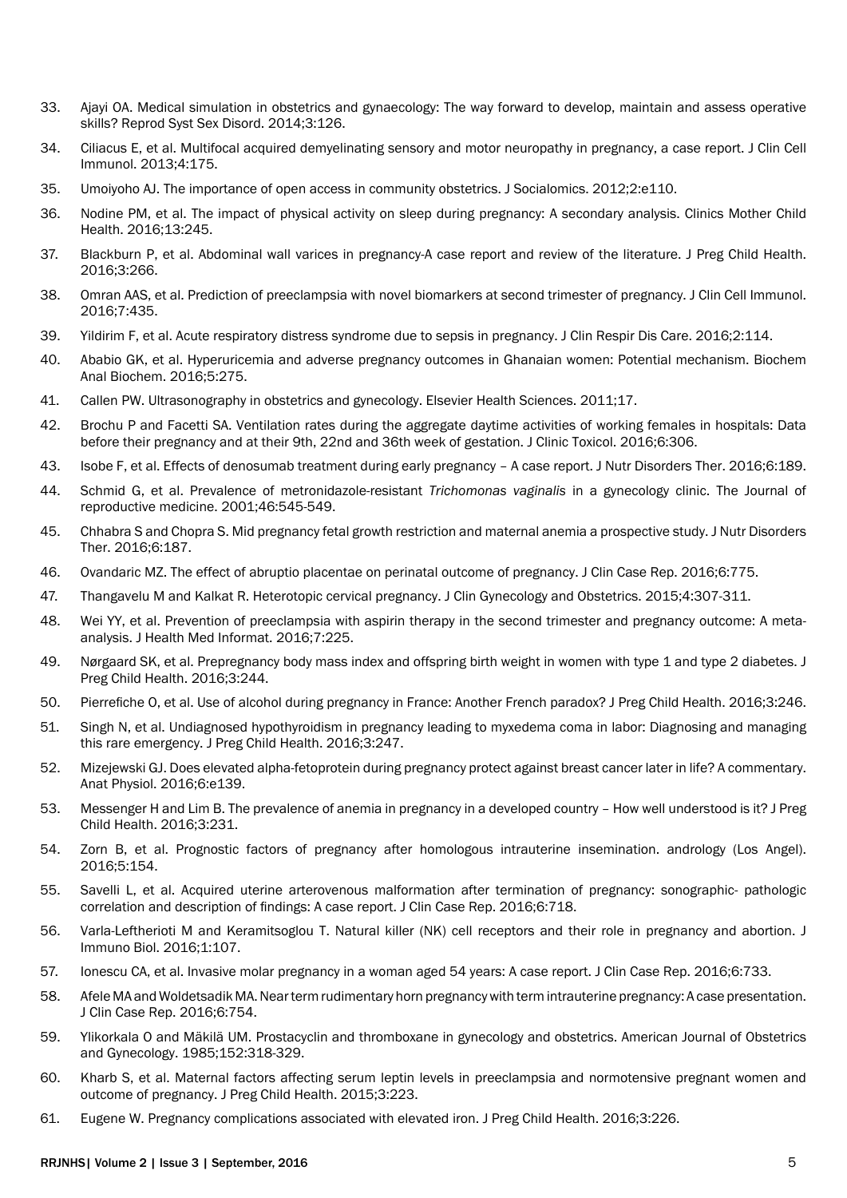33. Ajayi OA. Medical simulation in obstetrics and gynaecology: The way forward to develop, maintain and assess operative skills? Reprod Syst Sex Disord. 2014;3:126.
34. Ciliacus E, et al. Multifocal acquired demyelinating sensory and motor neuropathy in pregnancy, a case report. J Clin Cell Immunol. 2013;4:175.
35. Umoiyoho AJ. The importance of open access in community obstetrics. J Socialomics. 2012;2:e110.
36. Nodine PM, et al. The impact of physical activity on sleep during pregnancy: A secondary analysis. Clinics Mother Child Health. 2016;13:245.
37. Blackburn P, et al. Abdominal wall varices in pregnancy-A case report and review of the literature. J Preg Child Health. 2016;3:266.
38. Omran AAS, et al. Prediction of preeclampsia with novel biomarkers at second trimester of pregnancy. J Clin Cell Immunol. 2016;7:435.
39. Yildirim F, et al. Acute respiratory distress syndrome due to sepsis in pregnancy. J Clin Respir Dis Care. 2016;2:114.
40. Ababio GK, et al. Hyperuricemia and adverse pregnancy outcomes in Ghanaian women: Potential mechanism. Biochem Anal Biochem. 2016;5:275.
41. Callen PW. Ultrasonography in obstetrics and gynecology. Elsevier Health Sciences. 2011;17.
42. Brochu P and Facetti SA. Ventilation rates during the aggregate daytime activities of working females in hospitals: Data before their pregnancy and at their 9th, 22nd and 36th week of gestation. J Clinic Toxicol. 2016;6:306.
43. Isobe F, et al. Effects of denosumab treatment during early pregnancy – A case report. J Nutr Disorders Ther. 2016;6:189.
44. Schmid G, et al. Prevalence of metronidazole-resistant *Trichomonas vaginalis* in a gynecology clinic. The Journal of reproductive medicine. 2001;46:545-549.
45. Chhabra S and Chopra S. Mid pregnancy fetal growth restriction and maternal anemia a prospective study. J Nutr Disorders Ther. 2016;6:187.
46. Ovandaric MZ. The effect of abruptio placentae on perinatal outcome of pregnancy. J Clin Case Rep. 2016;6:775.
47. Thangavelu M and Kalkat R. Heterotopic cervical pregnancy. J Clin Gynecology and Obstetrics. 2015;4:307-311.
48. Wei YY, et al. Prevention of preeclampsia with aspirin therapy in the second trimester and pregnancy outcome: A meta-analysis. J Health Med Informat. 2016;7:225.
49. Nørgaard SK, et al. Prepregnancy body mass index and offspring birth weight in women with type 1 and type 2 diabetes. J Preg Child Health. 2016;3:244.
50. Pierrefiche O, et al. Use of alcohol during pregnancy in France: Another French paradox? J Preg Child Health. 2016;3:246.
51. Singh N, et al. Undiagnosed hypothyroidism in pregnancy leading to myxedema coma in labor: Diagnosing and managing this rare emergency. J Preg Child Health. 2016;3:247.
52. Mizejewski GJ. Does elevated alpha-fetoprotein during pregnancy protect against breast cancer later in life? A commentary. Anat Physiol. 2016;6:e139.
53. Messenger H and Lim B. The prevalence of anemia in pregnancy in a developed country – How well understood is it? J Preg Child Health. 2016;3:231.
54. Zorn B, et al. Prognostic factors of pregnancy after homologous intrauterine insemination. andrology (Los Angel). 2016;5:154.
55. Savelli L, et al. Acquired uterine arterovenous malformation after termination of pregnancy: sonographic- pathologic correlation and description of findings: A case report. J Clin Case Rep. 2016;6:718.
56. Varla-Leftherioti M and Keramitsoglou T. Natural killer (NK) cell receptors and their role in pregnancy and abortion. J Immuno Biol. 2016;1:107.
57. Ionescu CA, et al. Invasive molar pregnancy in a woman aged 54 years: A case report. J Clin Case Rep. 2016;6:733.
58. Afele MA and Woldetsadik MA. Near term rudimentary horn pregnancy with term intrauterine pregnancy: A case presentation. J Clin Case Rep. 2016;6:754.
59. Ylikorkala O and Mäkilä UM. Prostacyclin and thromboxane in gynecology and obstetrics. American Journal of Obstetrics and Gynecology. 1985;152:318-329.
60. Kharb S, et al. Maternal factors affecting serum leptin levels in preeclampsia and normotensive pregnant women and outcome of pregnancy. J Preg Child Health. 2015;3:223.
61. Eugene W. Pregnancy complications associated with elevated iron. J Preg Child Health. 2016;3:226.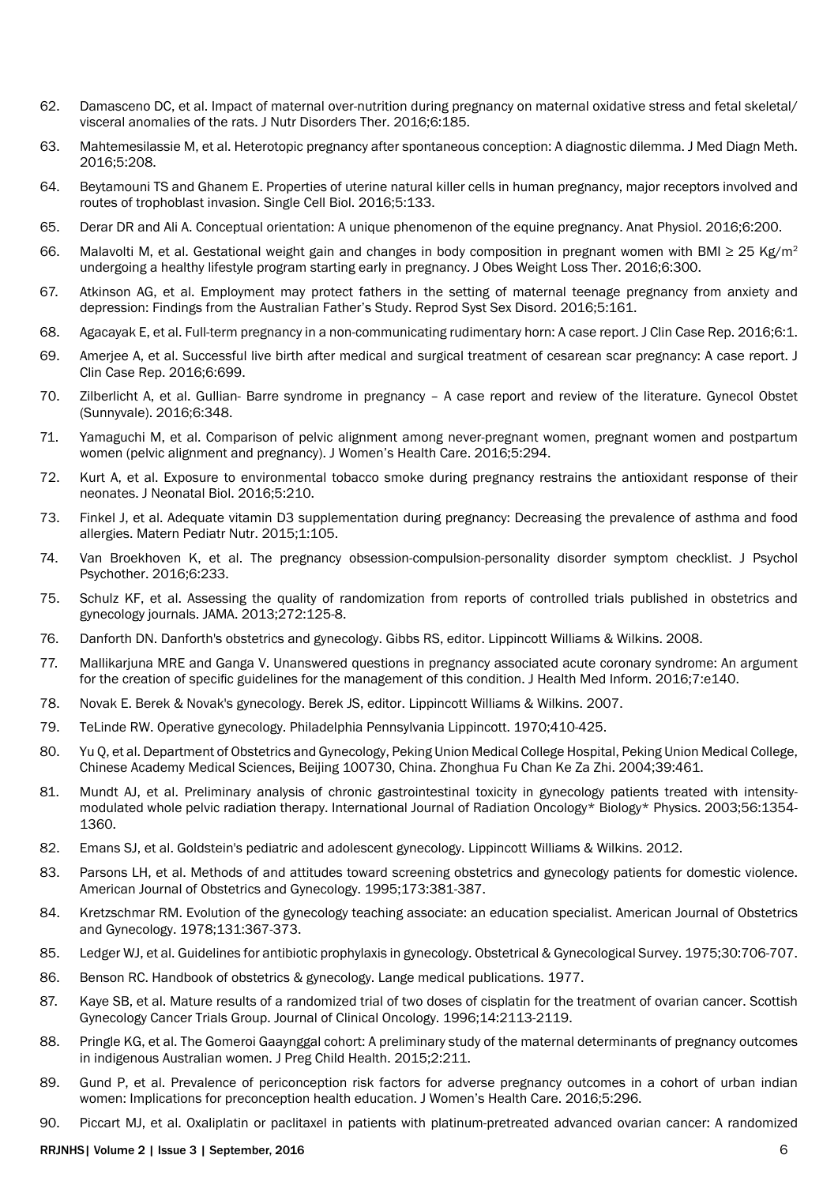62. Damasceno DC, et al. Impact of maternal over-nutrition during pregnancy on maternal oxidative stress and fetal skeletal/ visceral anomalies of the rats. J Nutr Disorders Ther. 2016;6:185.

63. Mahtemesilassie M, et al. Heterotopic pregnancy after spontaneous conception: A diagnostic dilemma. J Med Diagn Meth. 2016;5:208.

64. Beytamouni TS and Ghanem E. Properties of uterine natural killer cells in human pregnancy, major receptors involved and routes of trophoblast invasion. Single Cell Biol. 2016;5:133.

65. Derar DR and Ali A. Conceptual orientation: A unique phenomenon of the equine pregnancy. Anat Physiol. 2016;6:200.

66. Malavolti M, et al. Gestational weight gain and changes in body composition in pregnant women with BMI ≥ 25 Kg/m$^2$ undergoing a healthy lifestyle program starting early in pregnancy. J Obes Weight Loss Ther. 2016;6:300.

67. Atkinson AG, et al. Employment may protect fathers in the setting of maternal teenage pregnancy from anxiety and depression: Findings from the Australian Father's Study. Reprod Syst Sex Disord. 2016;5:161.

68. Agacayak E, et al. Full-term pregnancy in a non-communicating rudimentary horn: A case report. J Clin Case Rep. 2016;6:1.

69. Amerjee A, et al. Successful live birth after medical and surgical treatment of cesarean scar pregnancy: A case report. J Clin Case Rep. 2016;6:699.

70. Zilberlicht A, et al. Gullian- Barre syndrome in pregnancy – A case report and review of the literature. Gynecol Obstet (Sunnyvale). 2016;6:348.

71. Yamaguchi M, et al. Comparison of pelvic alignment among never-pregnant women, pregnant women and postpartum women (pelvic alignment and pregnancy). J Women's Health Care. 2016;5:294.

72. Kurt A, et al. Exposure to environmental tobacco smoke during pregnancy restrains the antioxidant response of their neonates. J Neonatal Biol. 2016;5:210.

73. Finkel J, et al. Adequate vitamin D3 supplementation during pregnancy: Decreasing the prevalence of asthma and food allergies. Matern Pediatr Nutr. 2015;1:105.

74. Van Broekhoven K, et al. The pregnancy obsession-compulsion-personality disorder symptom checklist. J Psychol Psychother. 2016;6:233.

75. Schulz KF, et al. Assessing the quality of randomization from reports of controlled trials published in obstetrics and gynecology journals. JAMA. 2013;272:125-8.

76. Danforth DN. Danforth's obstetrics and gynecology. Gibbs RS, editor. Lippincott Williams & Wilkins. 2008.

77. Mallikarjuna MRE and Ganga V. Unanswered questions in pregnancy associated acute coronary syndrome: An argument for the creation of specific guidelines for the management of this condition. J Health Med Inform. 2016;7:e140.

78. Novak E. Berek & Novak's gynecology. Berek JS, editor. Lippincott Williams & Wilkins. 2007.

79. TeLinde RW. Operative gynecology. Philadelphia Pennsylvania Lippincott. 1970;410-425.

80. Yu Q, et al. Department of Obstetrics and Gynecology, Peking Union Medical College Hospital, Peking Union Medical College, Chinese Academy Medical Sciences, Beijing 100730, China. Zhonghua Fu Chan Ke Za Zhi. 2004;39:461.

81. Mundt AJ, et al. Preliminary analysis of chronic gastrointestinal toxicity in gynecology patients treated with intensity-modulated whole pelvic radiation therapy. International Journal of Radiation Oncology* Biology* Physics. 2003;56:1354-1360.

82. Emans SJ, et al. Goldstein's pediatric and adolescent gynecology. Lippincott Williams & Wilkins. 2012.

83. Parsons LH, et al. Methods of and attitudes toward screening obstetrics and gynecology patients for domestic violence. American Journal of Obstetrics and Gynecology. 1995;173:381-387.

84. Kretzschmar RM. Evolution of the gynecology teaching associate: an education specialist. American Journal of Obstetrics and Gynecology. 1978;131:367-373.

85. Ledger WJ, et al. Guidelines for antibiotic prophylaxis in gynecology. Obstetrical & Gynecological Survey. 1975;30:706-707.

86. Benson RC. Handbook of obstetrics & gynecology. Lange medical publications. 1977.

87. Kaye SB, et al. Mature results of a randomized trial of two doses of cisplatin for the treatment of ovarian cancer. Scottish Gynecology Cancer Trials Group. Journal of Clinical Oncology. 1996;14:2113-2119.

88. Pringle KG, et al. The Gomeroi Gaaynggal cohort: A preliminary study of the maternal determinants of pregnancy outcomes in indigenous Australian women. J Preg Child Health. 2015;2:211.

89. Gund P, et al. Prevalence of periconception risk factors for adverse pregnancy outcomes in a cohort of urban indian women: Implications for preconception health education. J Women's Health Care. 2016;5:296.

90. Piccart MJ, et al. Oxaliplatin or paclitaxel in patients with platinum-pretreated advanced ovarian cancer: A randomized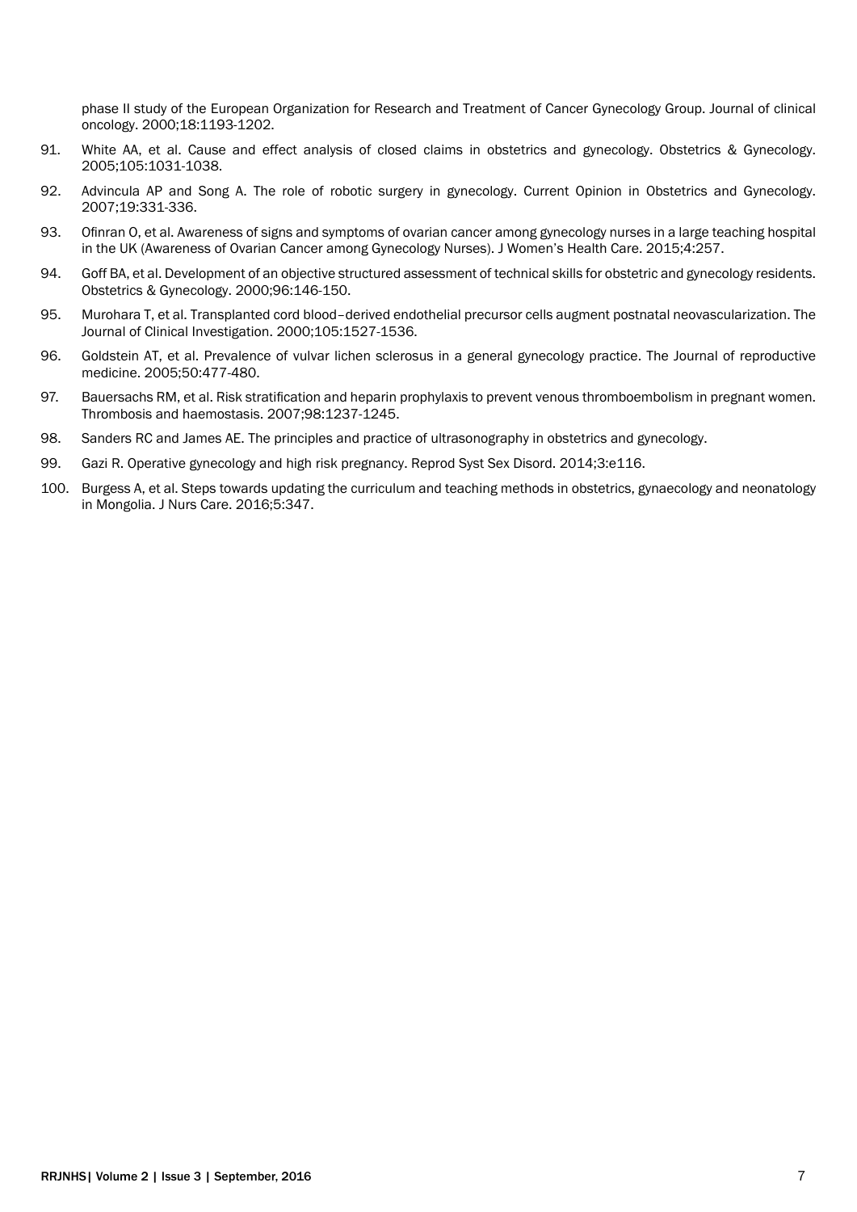phase II study of the European Organization for Research and Treatment of Cancer Gynecology Group. Journal of clinical oncology. 2000;18:1193-1202.

91. White AA, et al. Cause and effect analysis of closed claims in obstetrics and gynecology. Obstetrics & Gynecology. 2005;105:1031-1038.

92. Advincula AP and Song A. The role of robotic surgery in gynecology. Current Opinion in Obstetrics and Gynecology. 2007;19:331-336.

93. Ofinran O, et al. Awareness of signs and symptoms of ovarian cancer among gynecology nurses in a large teaching hospital in the UK (Awareness of Ovarian Cancer among Gynecology Nurses). J Women's Health Care. 2015;4:257.

94. Goff BA, et al. Development of an objective structured assessment of technical skills for obstetric and gynecology residents. Obstetrics & Gynecology. 2000;96:146-150.

95. Murohara T, et al. Transplanted cord blood–derived endothelial precursor cells augment postnatal neovascularization. The Journal of Clinical Investigation. 2000;105:1527-1536.

96. Goldstein AT, et al. Prevalence of vulvar lichen sclerosus in a general gynecology practice. The Journal of reproductive medicine. 2005;50:477-480.

97. Bauersachs RM, et al. Risk stratification and heparin prophylaxis to prevent venous thromboembolism in pregnant women. Thrombosis and haemostasis. 2007;98:1237-1245.

98. Sanders RC and James AE. The principles and practice of ultrasonography in obstetrics and gynecology.

99. Gazi R. Operative gynecology and high risk pregnancy. Reprod Syst Sex Disord. 2014;3:e116.

100. Burgess A, et al. Steps towards updating the curriculum and teaching methods in obstetrics, gynaecology and neonatology in Mongolia. J Nurs Care. 2016;5:347.